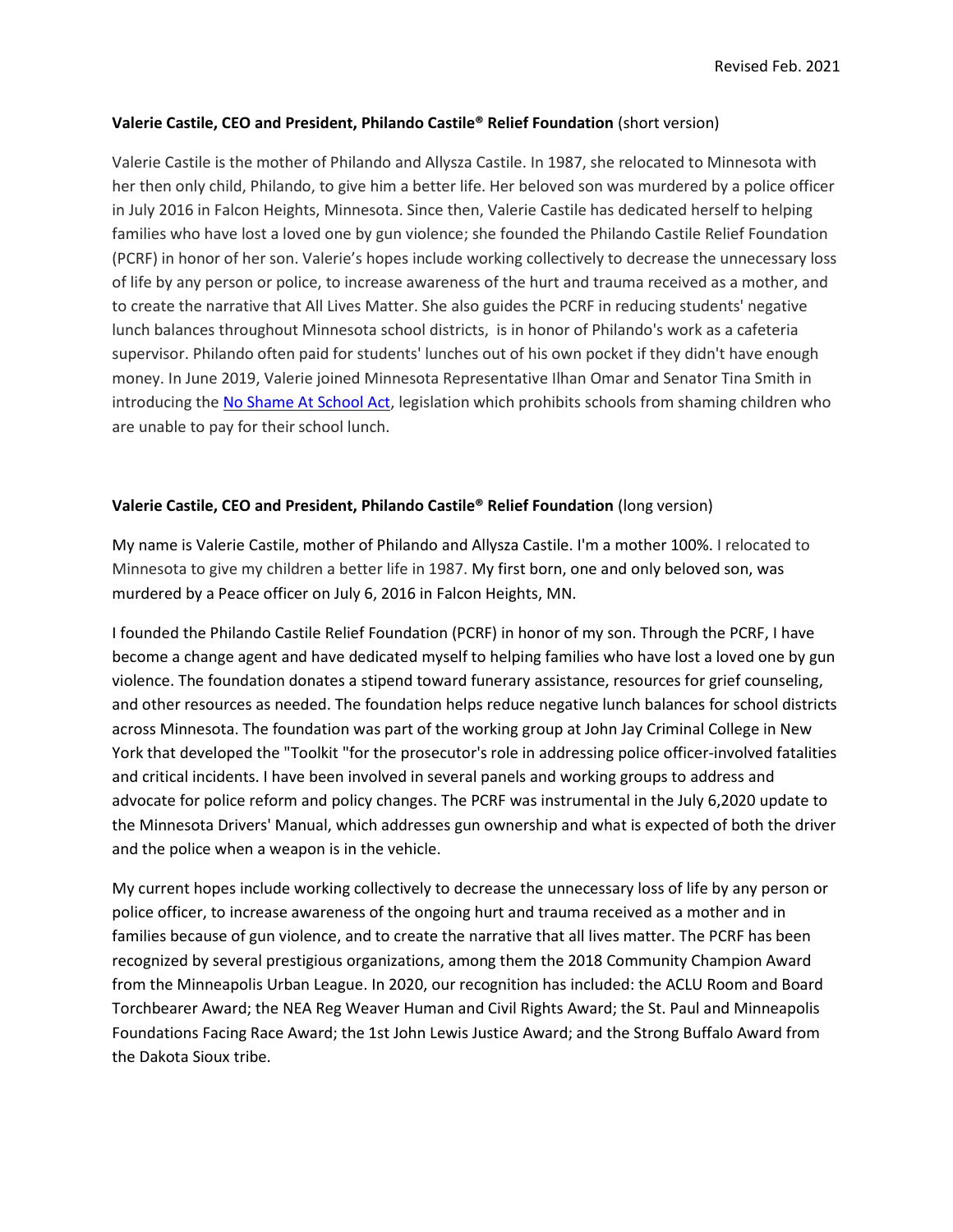Revised Feb. 2021

**Valerie Castile, CEO and President, Philando Castile® Relief Foundation** (short version)

Valerie Castile is the mother of Philando and Allysza Castile. In 1987, she relocated to Minnesota with her then only child, Philando, to give him a better life. Her beloved son was murdered by a police officer in July 2016 in Falcon Heights, Minnesota. Since then, Valerie Castile has dedicated herself to helping families who have lost a loved one by gun violence; she founded the Philando Castile Relief Foundation (PCRF) in honor of her son. Valerie's hopes include working collectively to decrease the unnecessary loss of life by any person or police, to increase awareness of the hurt and trauma received as a mother, and to create the narrative that All Lives Matter. She also guides the PCRF in reducing students' negative lunch balances throughout Minnesota school districts, is in honor of Philando's work as a cafeteria supervisor. Philando often paid for students' lunches out of his own pocket if they didn't have enough money. In June 2019, Valerie joined Minnesota Representative Ilhan Omar and Senator Tina Smith in introducing the No Shame At School Act, legislation which prohibits schools from shaming children who are unable to pay for their school lunch.

**Valerie Castile, CEO and President, Philando Castile® Relief Foundation** (long version)

My name is Valerie Castile, mother of Philando and Allysza Castile. I'm a mother 100%. I relocated to Minnesota to give my children a better life in 1987. My first born, one and only beloved son, was murdered by a Peace officer on July 6, 2016 in Falcon Heights, MN.

I founded the Philando Castile Relief Foundation (PCRF) in honor of my son. Through the PCRF, I have become a change agent and have dedicated myself to helping families who have lost a loved one by gun violence. The foundation donates a stipend toward funerary assistance, resources for grief counseling, and other resources as needed. The foundation helps reduce negative lunch balances for school districts across Minnesota. The foundation was part of the working group at John Jay Criminal College in New York that developed the "Toolkit "for the prosecutor's role in addressing police officer-involved fatalities and critical incidents. I have been involved in several panels and working groups to address and advocate for police reform and policy changes. The PCRF was instrumental in the July 6,2020 update to the Minnesota Drivers' Manual, which addresses gun ownership and what is expected of both the driver and the police when a weapon is in the vehicle.

My current hopes include working collectively to decrease the unnecessary loss of life by any person or police officer, to increase awareness of the ongoing hurt and trauma received as a mother and in families because of gun violence, and to create the narrative that all lives matter. The PCRF has been recognized by several prestigious organizations, among them the 2018 Community Champion Award from the Minneapolis Urban League. In 2020, our recognition has included: the ACLU Room and Board Torchbearer Award; the NEA Reg Weaver Human and Civil Rights Award; the St. Paul and Minneapolis Foundations Facing Race Award; the 1st John Lewis Justice Award; and the Strong Buffalo Award from the Dakota Sioux tribe.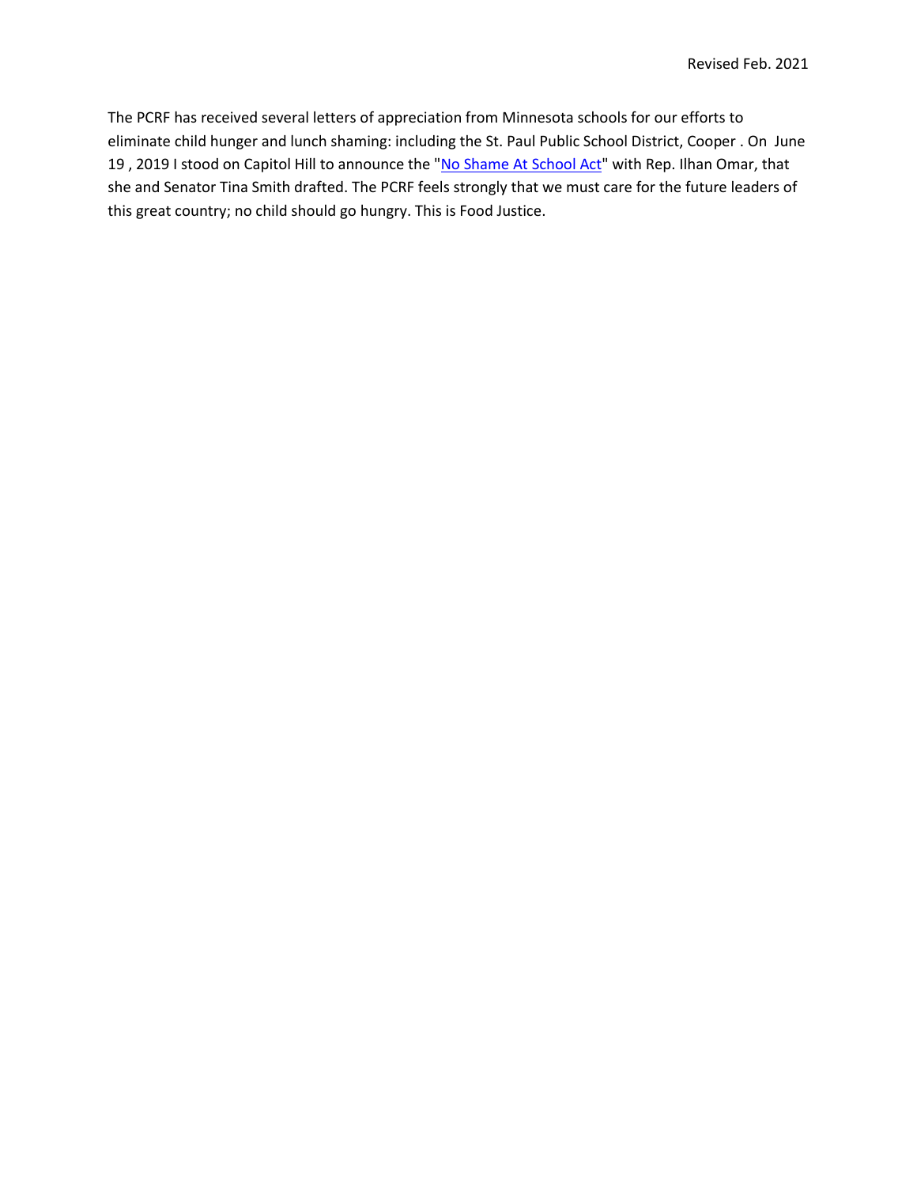The PCRF has received several letters of appreciation from Minnesota schools for our efforts to eliminate child hunger and lunch shaming: including the St. Paul Public School District, Cooper . On June 19 , 2019 I stood on Capitol Hill to announce the "No Shame At School Act" with Rep. Ilhan Omar, that she and Senator Tina Smith drafted. The PCRF feels strongly that we must care for the future leaders of this great country; no child should go hungry. This is Food Justice.